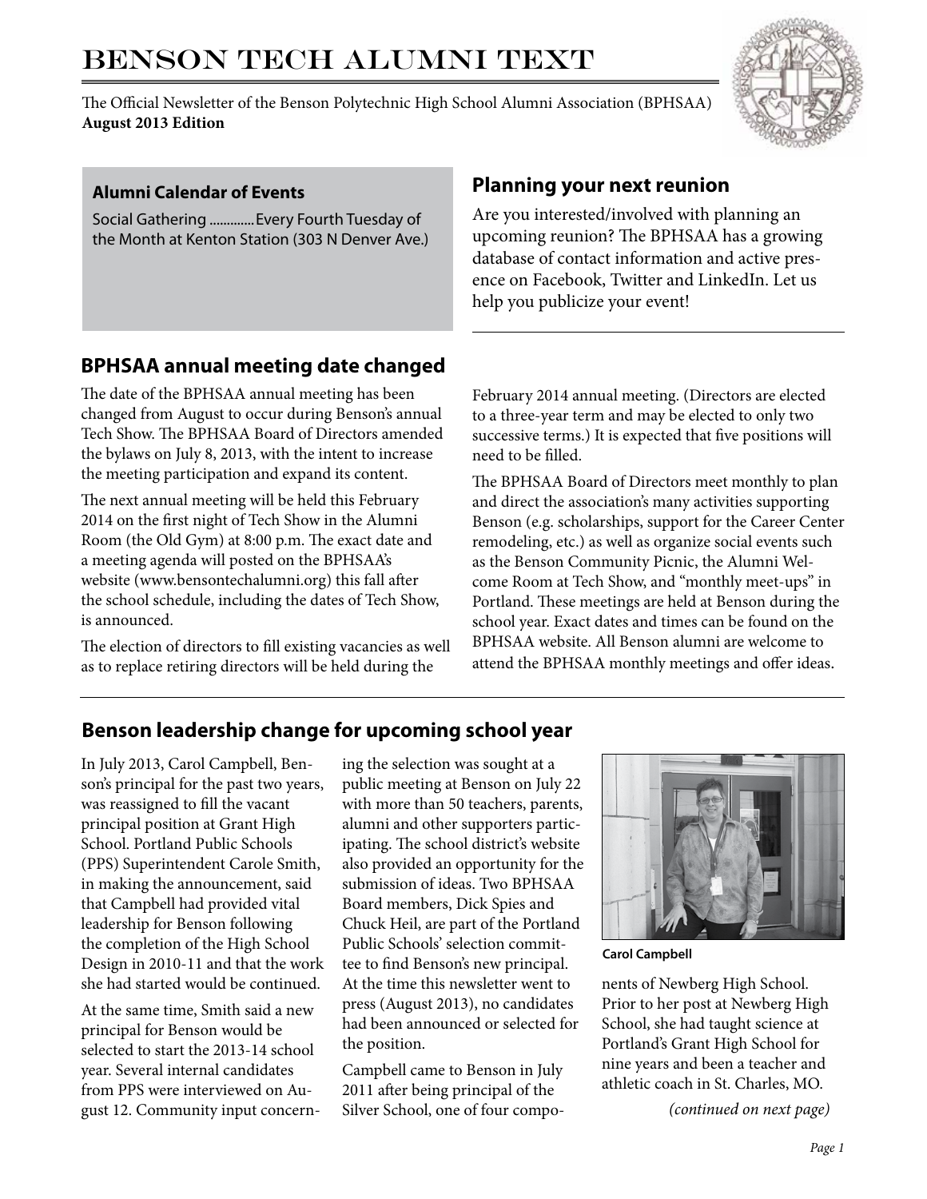# Benson Tech Alumni Text

The Official Newsletter of the Benson Polytechnic High School Alumni Association (BPHSAA)
**August 2013 Edition**

### Alumni Calendar of Events

Social Gathering ............. Every Fourth Tuesday of the Month at Kenton Station (303 N Denver Ave.)

## Planning your next reunion

Are you interested/involved with planning an upcoming reunion? The BPHSAA has a growing database of contact information and active presence on Facebook, Twitter and LinkedIn. Let us help you publicize your event!

## BPHSAA annual meeting date changed

The date of the BPHSAA annual meeting has been changed from August to occur during Benson's annual Tech Show. The BPHSAA Board of Directors amended the bylaws on July 8, 2013, with the intent to increase the meeting participation and expand its content.

The next annual meeting will be held this February 2014 on the first night of Tech Show in the Alumni Room (the Old Gym) at 8:00 p.m. The exact date and a meeting agenda will posted on the BPHSAA's website (www.bensontechalumni.org) this fall after the school schedule, including the dates of Tech Show, is announced.

The election of directors to fill existing vacancies as well as to replace retiring directors will be held during the February 2014 annual meeting. (Directors are elected to a three-year term and may be elected to only two successive terms.) It is expected that five positions will need to be filled.

The BPHSAA Board of Directors meet monthly to plan and direct the association's many activities supporting Benson (e.g. scholarships, support for the Career Center remodeling, etc.) as well as organize social events such as the Benson Community Picnic, the Alumni Welcome Room at Tech Show, and "monthly meet-ups" in Portland. These meetings are held at Benson during the school year. Exact dates and times can be found on the BPHSAA website. All Benson alumni are welcome to attend the BPHSAA monthly meetings and offer ideas.

## Benson leadership change for upcoming school year

In July 2013, Carol Campbell, Benson's principal for the past two years, was reassigned to fill the vacant principal position at Grant High School. Portland Public Schools (PPS) Superintendent Carole Smith, in making the announcement, said that Campbell had provided vital leadership for Benson following the completion of the High School Design in 2010-11 and that the work she had started would be continued.

At the same time, Smith said a new principal for Benson would be selected to start the 2013-14 school year. Several internal candidates from PPS were interviewed on August 12. Community input concerning the selection was sought at a public meeting at Benson on July 22 with more than 50 teachers, parents, alumni and other supporters participating. The school district's website also provided an opportunity for the submission of ideas. Two BPHSAA Board members, Dick Spies and Chuck Heil, are part of the Portland Public Schools' selection committee to find Benson's new principal. At the time this newsletter went to press (August 2013), no candidates had been announced or selected for the position.

Campbell came to Benson in July 2011 after being principal of the Silver School, one of four components of Newberg High School. Prior to her post at Newberg High School, she had taught science at Portland's Grant High School for nine years and been a teacher and athletic coach in St. Charles, MO.

**Carol Campbell**

*(continued on next page)*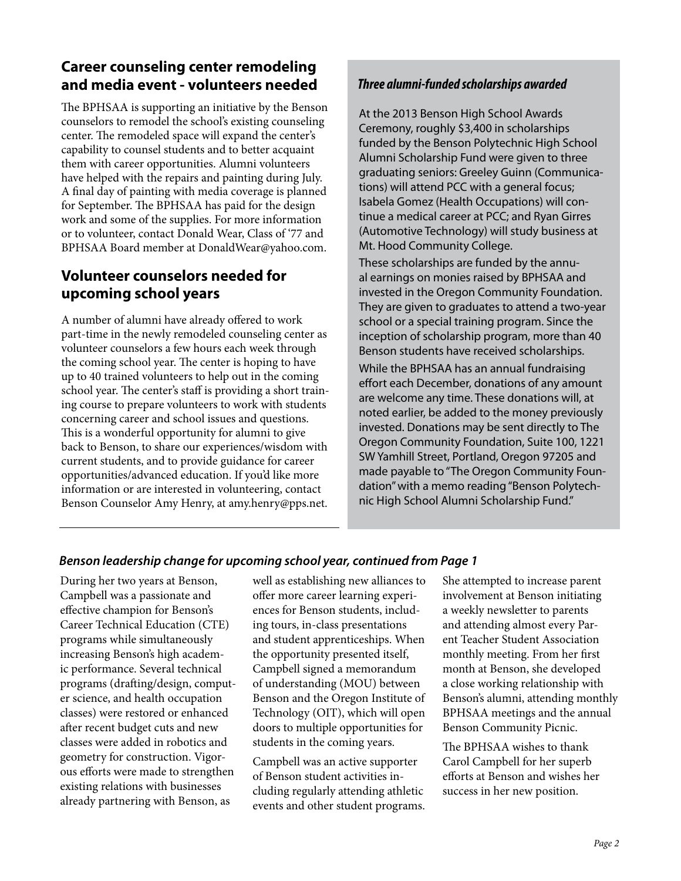## Career counseling center remodeling and media event - volunteers needed

The BPHSAA is supporting an initiative by the Benson counselors to remodel the school's existing counseling center. The remodeled space will expand the center's capability to counsel students and to better acquaint them with career opportunities. Alumni volunteers have helped with the repairs and painting during July. A final day of painting with media coverage is planned for September. The BPHSAA has paid for the design work and some of the supplies. For more information or to volunteer, contact Donald Wear, Class of '77 and BPHSAA Board member at DonaldWear@yahoo.com.

## Volunteer counselors needed for upcoming school years

A number of alumni have already offered to work part-time in the newly remodeled counseling center as volunteer counselors a few hours each week through the coming school year. The center is hoping to have up to 40 trained volunteers to help out in the coming school year. The center's staff is providing a short training course to prepare volunteers to work with students concerning career and school issues and questions. This is a wonderful opportunity for alumni to give back to Benson, to share our experiences/wisdom with current students, and to provide guidance for career opportunities/advanced education. If you'd like more information or are interested in volunteering, contact Benson Counselor Amy Henry, at amy.henry@pps.net.

### *Three alumni-funded scholarships awarded*

At the 2013 Benson High School Awards Ceremony, roughly $3,400 in scholarships funded by the Benson Polytechnic High School Alumni Scholarship Fund were given to three graduating seniors: Greeley Guinn (Communications) will attend PCC with a general focus; Isabela Gomez (Health Occupations) will continue a medical career at PCC; and Ryan Girres (Automotive Technology) will study business at Mt. Hood Community College.

These scholarships are funded by the annual earnings on monies raised by BPHSAA and invested in the Oregon Community Foundation. They are given to graduates to attend a two-year school or a special training program. Since the inception of scholarship program, more than 40 Benson students have received scholarships.

While the BPHSAA has an annual fundraising effort each December, donations of any amount are welcome any time. These donations will, at noted earlier, be added to the money previously invested. Donations may be sent directly to The Oregon Community Foundation, Suite 100, 1221 SW Yamhill Street, Portland, Oregon 97205 and made payable to "The Oregon Community Foundation" with a memo reading "Benson Polytechnic High School Alumni Scholarship Fund."

### *Benson leadership change for upcoming school year, continued from Page 1*

During her two years at Benson, Campbell was a passionate and effective champion for Benson's Career Technical Education (CTE) programs while simultaneously increasing Benson's high academic performance. Several technical programs (drafting/design, computer science, and health occupation classes) were restored or enhanced after recent budget cuts and new classes were added in robotics and geometry for construction. Vigorous efforts were made to strengthen existing relations with businesses already partnering with Benson, as well as establishing new alliances to offer more career learning experiences for Benson students, including tours, in-class presentations and student apprenticeships. When the opportunity presented itself, Campbell signed a memorandum of understanding (MOU) between Benson and the Oregon Institute of Technology (OIT), which will open doors to multiple opportunities for students in the coming years.

Campbell was an active supporter of Benson student activities including regularly attending athletic events and other student programs. She attempted to increase parent involvement at Benson initiating a weekly newsletter to parents and attending almost every Parent Teacher Student Association monthly meeting. From her first month at Benson, she developed a close working relationship with Benson's alumni, attending monthly BPHSAA meetings and the annual Benson Community Picnic.

The BPHSAA wishes to thank Carol Campbell for her superb efforts at Benson and wishes her success in her new position.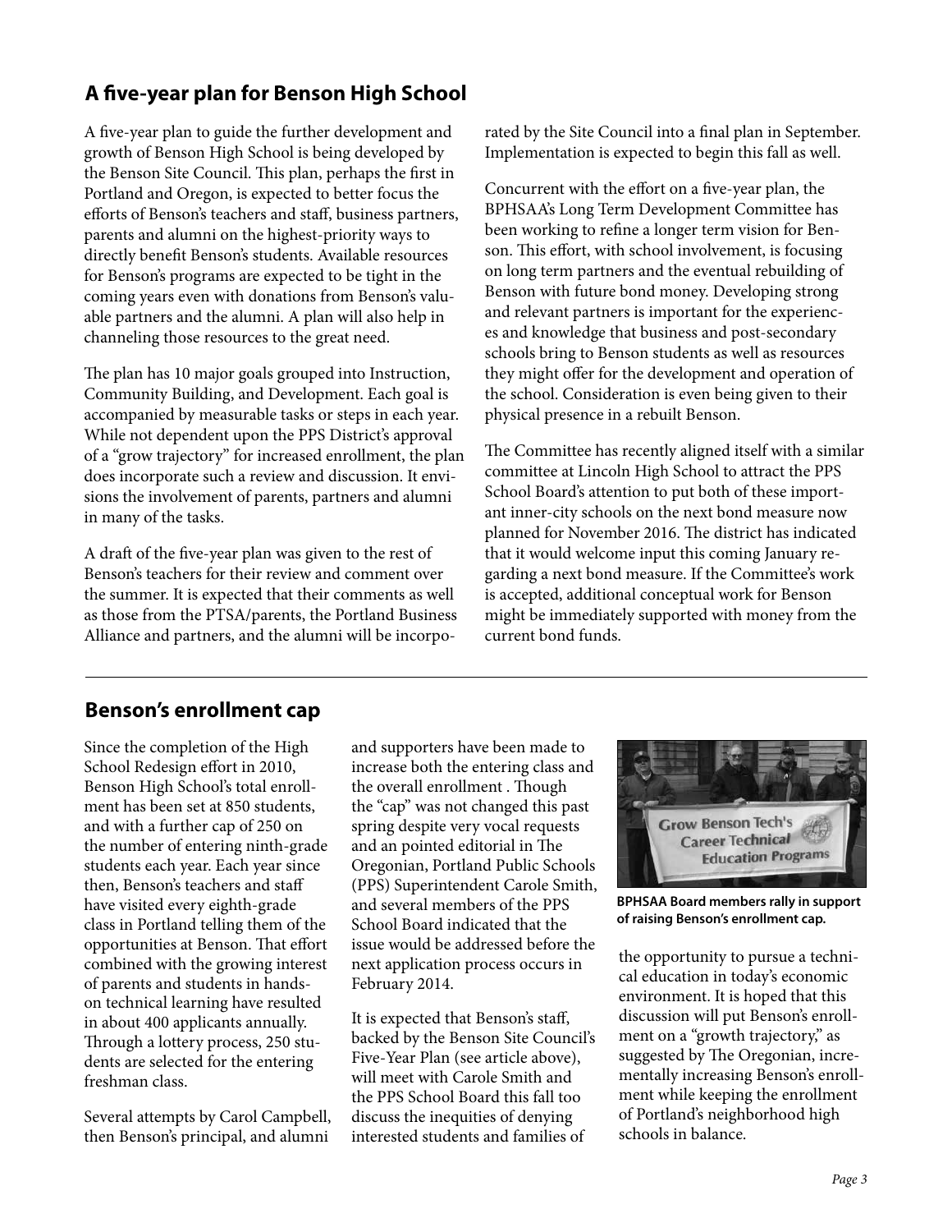## A five-year plan for Benson High School

A five-year plan to guide the further development and growth of Benson High School is being developed by the Benson Site Council. This plan, perhaps the first in Portland and Oregon, is expected to better focus the efforts of Benson's teachers and staff, business partners, parents and alumni on the highest-priority ways to directly benefit Benson's students. Available resources for Benson's programs are expected to be tight in the coming years even with donations from Benson's valuable partners and the alumni. A plan will also help in channeling those resources to the great need.

The plan has 10 major goals grouped into Instruction, Community Building, and Development. Each goal is accompanied by measurable tasks or steps in each year. While not dependent upon the PPS District's approval of a "grow trajectory" for increased enrollment, the plan does incorporate such a review and discussion. It envisions the involvement of parents, partners and alumni in many of the tasks.

A draft of the five-year plan was given to the rest of Benson's teachers for their review and comment over the summer. It is expected that their comments as well as those from the PTSA/parents, the Portland Business Alliance and partners, and the alumni will be incorporated by the Site Council into a final plan in September. Implementation is expected to begin this fall as well.

Concurrent with the effort on a five-year plan, the BPHSAA's Long Term Development Committee has been working to refine a longer term vision for Benson. This effort, with school involvement, is focusing on long term partners and the eventual rebuilding of Benson with future bond money. Developing strong and relevant partners is important for the experiences and knowledge that business and post-secondary schools bring to Benson students as well as resources they might offer for the development and operation of the school. Consideration is even being given to their physical presence in a rebuilt Benson.

The Committee has recently aligned itself with a similar committee at Lincoln High School to attract the PPS School Board's attention to put both of these important inner-city schools on the next bond measure now planned for November 2016. The district has indicated that it would welcome input this coming January regarding a next bond measure. If the Committee's work is accepted, additional conceptual work for Benson might be immediately supported with money from the current bond funds.

## Benson's enrollment cap

Since the completion of the High School Redesign effort in 2010, Benson High School's total enrollment has been set at 850 students, and with a further cap of 250 on the number of entering ninth-grade students each year. Each year since then, Benson's teachers and staff have visited every eighth-grade class in Portland telling them of the opportunities at Benson. That effort combined with the growing interest of parents and students in hands-on technical learning have resulted in about 400 applicants annually. Through a lottery process, 250 students are selected for the entering freshman class.

Several attempts by Carol Campbell, then Benson's principal, and alumni and supporters have been made to increase both the entering class and the overall enrollment . Though the "cap" was not changed this past spring despite very vocal requests and an pointed editorial in The Oregonian, Portland Public Schools (PPS) Superintendent Carole Smith, and several members of the PPS School Board indicated that the issue would be addressed before the next application process occurs in February 2014.

It is expected that Benson's staff, backed by the Benson Site Council's Five-Year Plan (see article above), will meet with Carole Smith and the PPS School Board this fall too discuss the inequities of denying interested students and families of the opportunity to pursue a technical education in today's economic environment. It is hoped that this discussion will put Benson's enrollment on a "growth trajectory," as suggested by The Oregonian, incrementally increasing Benson's enrollment while keeping the enrollment of Portland's neighborhood high schools in balance.

**BPHSAA Board members rally in support of raising Benson's enrollment cap.**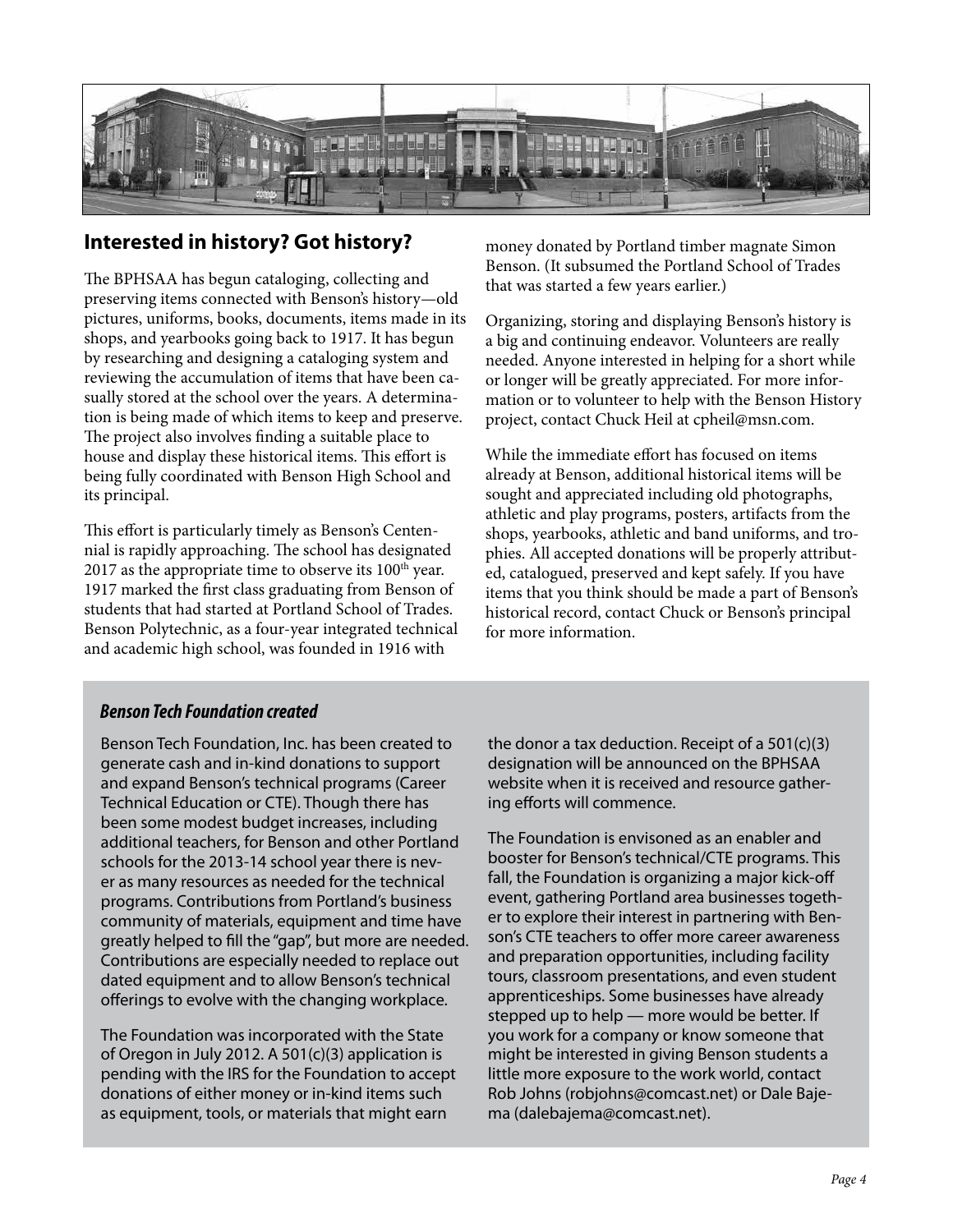## Interested in history? Got history?

The BPHSAA has begun cataloging, collecting and preserving items connected with Benson's history—old pictures, uniforms, books, documents, items made in its shops, and yearbooks going back to 1917. It has begun by researching and designing a cataloging system and reviewing the accumulation of items that have been casually stored at the school over the years. A determination is being made of which items to keep and preserve. The project also involves finding a suitable place to house and display these historical items. This effort is being fully coordinated with Benson High School and its principal.

This effort is particularly timely as Benson's Centennial is rapidly approaching. The school has designated 2017 as the appropriate time to observe its 100th year. 1917 marked the first class graduating from Benson of students that had started at Portland School of Trades. Benson Polytechnic, as a four-year integrated technical and academic high school, was founded in 1916 with money donated by Portland timber magnate Simon Benson. (It subsumed the Portland School of Trades that was started a few years earlier.)

Organizing, storing and displaying Benson's history is a big and continuing endeavor. Volunteers are really needed. Anyone interested in helping for a short while or longer will be greatly appreciated. For more information or to volunteer to help with the Benson History project, contact Chuck Heil at cpheil@msn.com.

While the immediate effort has focused on items already at Benson, additional historical items will be sought and appreciated including old photographs, athletic and play programs, posters, artifacts from the shops, yearbooks, athletic and band uniforms, and trophies. All accepted donations will be properly attributed, catalogued, preserved and kept safely. If you have items that you think should be made a part of Benson's historical record, contact Chuck or Benson's principal for more information.

### *Benson Tech Foundation created*

Benson Tech Foundation, Inc. has been created to generate cash and in-kind donations to support and expand Benson's technical programs (Career Technical Education or CTE). Though there has been some modest budget increases, including additional teachers, for Benson and other Portland schools for the 2013-14 school year there is never as many resources as needed for the technical programs. Contributions from Portland's business community of materials, equipment and time have greatly helped to fill the "gap", but more are needed. Contributions are especially needed to replace out dated equipment and to allow Benson's technical offerings to evolve with the changing workplace.

The Foundation was incorporated with the State of Oregon in July 2012. A 501(c)(3) application is pending with the IRS for the Foundation to accept donations of either money or in-kind items such as equipment, tools, or materials that might earn the donor a tax deduction. Receipt of a 501(c)(3) designation will be announced on the BPHSAA website when it is received and resource gathering efforts will commence.

The Foundation is envisoned as an enabler and booster for Benson's technical/CTE programs. This fall, the Foundation is organizing a major kick-off event, gathering Portland area businesses together to explore their interest in partnering with Benson's CTE teachers to offer more career awareness and preparation opportunities, including facility tours, classroom presentations, and even student apprenticeships. Some businesses have already stepped up to help — more would be better. If you work for a company or know someone that might be interested in giving Benson students a little more exposure to the work world, contact Rob Johns (robjohns@comcast.net) or Dale Bajema (dalebajema@comcast.net).